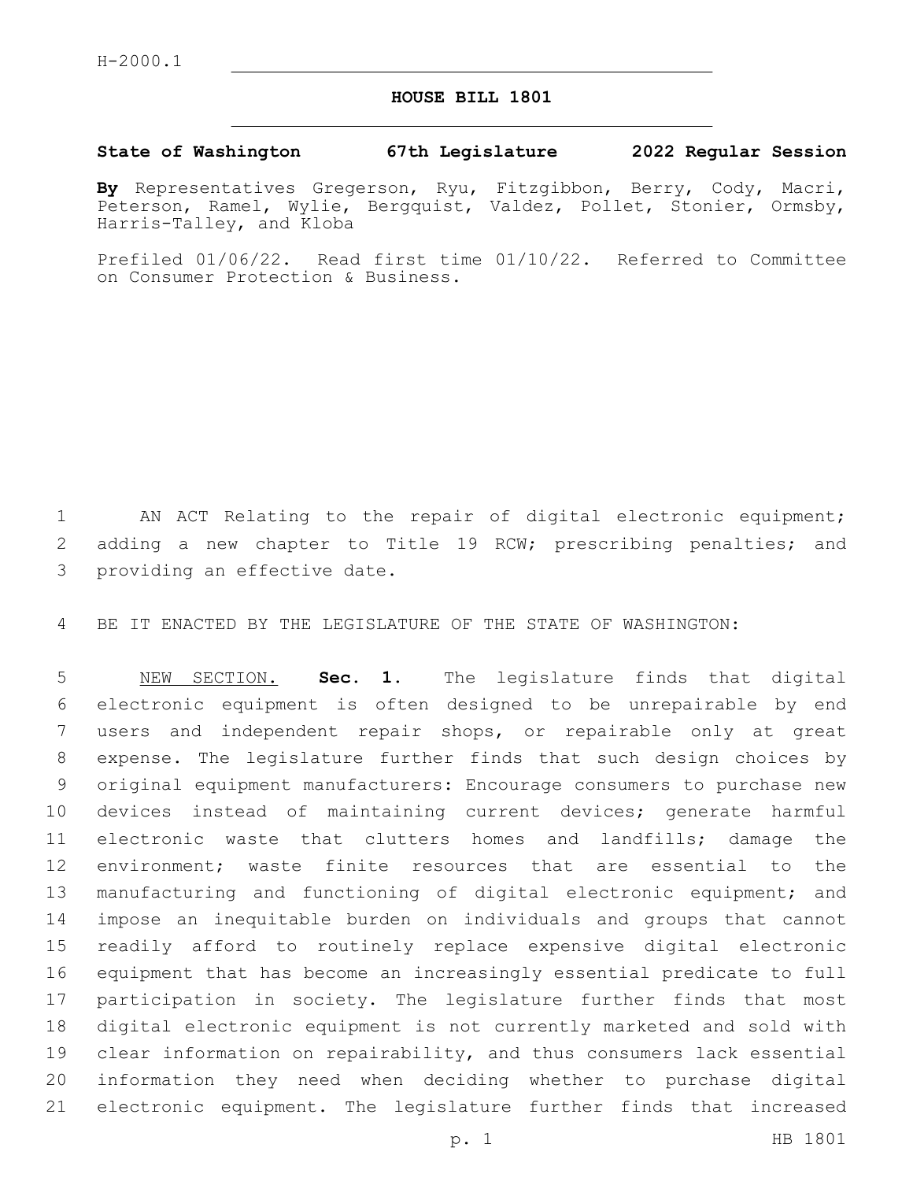H-2000.1

# HOUSE BILL 1801

**State of Washington 67th Legislature 2022 Regular Session**

**By** Representatives Gregerson, Ryu, Fitzgibbon, Berry, Cody, Macri, Peterson, Ramel, Wylie, Bergquist, Valdez, Pollet, Stonier, Ormsby, Harris-Talley, and Kloba

Prefiled 01/06/22. Read first time 01/10/22. Referred to Committee on Consumer Protection & Business.

AN ACT Relating to the repair of digital electronic equipment; adding a new chapter to Title 19 RCW; prescribing penalties; and providing an effective date.

BE IT ENACTED BY THE LEGISLATURE OF THE STATE OF WASHINGTON:

NEW SECTION. **Sec. 1.** The legislature finds that digital electronic equipment is often designed to be unrepairable by end users and independent repair shops, or repairable only at great expense. The legislature further finds that such design choices by original equipment manufacturers: Encourage consumers to purchase new devices instead of maintaining current devices; generate harmful electronic waste that clutters homes and landfills; damage the environment; waste finite resources that are essential to the manufacturing and functioning of digital electronic equipment; and impose an inequitable burden on individuals and groups that cannot readily afford to routinely replace expensive digital electronic equipment that has become an increasingly essential predicate to full participation in society. The legislature further finds that most digital electronic equipment is not currently marketed and sold with clear information on repairability, and thus consumers lack essential information they need when deciding whether to purchase digital electronic equipment. The legislature further finds that increased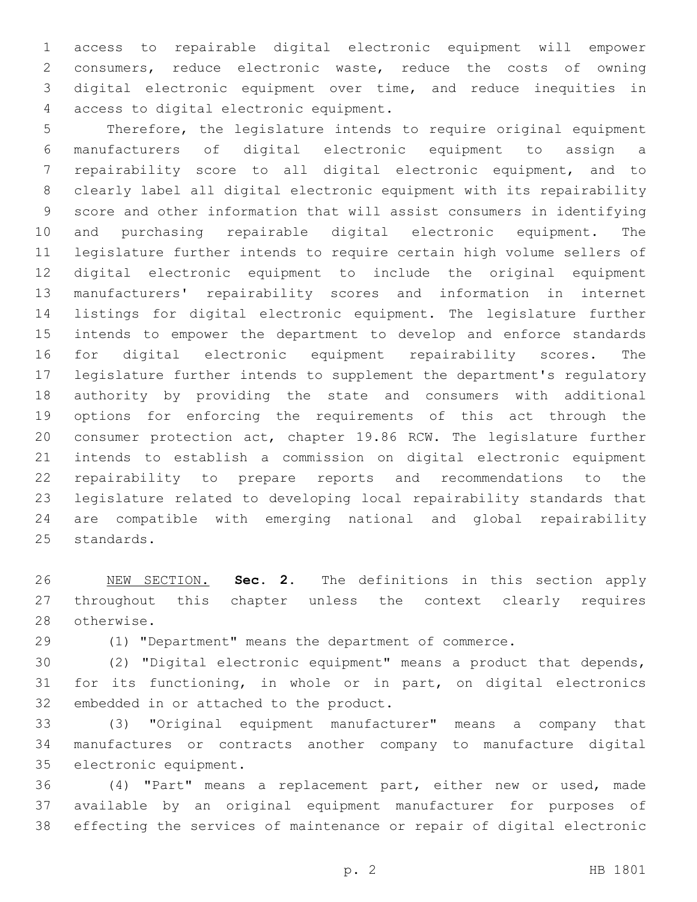access to repairable digital electronic equipment will empower consumers, reduce electronic waste, reduce the costs of owning digital electronic equipment over time, and reduce inequities in access to digital electronic equipment.

Therefore, the legislature intends to require original equipment manufacturers of digital electronic equipment to assign a repairability score to all digital electronic equipment, and to clearly label all digital electronic equipment with its repairability score and other information that will assist consumers in identifying and purchasing repairable digital electronic equipment. The legislature further intends to require certain high volume sellers of digital electronic equipment to include the original equipment manufacturers' repairability scores and information in internet listings for digital electronic equipment. The legislature further intends to empower the department to develop and enforce standards for digital electronic equipment repairability scores. The legislature further intends to supplement the department's regulatory authority by providing the state and consumers with additional options for enforcing the requirements of this act through the consumer protection act, chapter 19.86 RCW. The legislature further intends to establish a commission on digital electronic equipment repairability to prepare reports and recommendations to the legislature related to developing local repairability standards that are compatible with emerging national and global repairability standards.

NEW SECTION. **Sec. 2.** The definitions in this section apply throughout this chapter unless the context clearly requires otherwise.

(1) "Department" means the department of commerce.

(2) "Digital electronic equipment" means a product that depends, for its functioning, in whole or in part, on digital electronics embedded in or attached to the product.

(3) "Original equipment manufacturer" means a company that manufactures or contracts another company to manufacture digital electronic equipment.

(4) "Part" means a replacement part, either new or used, made available by an original equipment manufacturer for purposes of effecting the services of maintenance or repair of digital electronic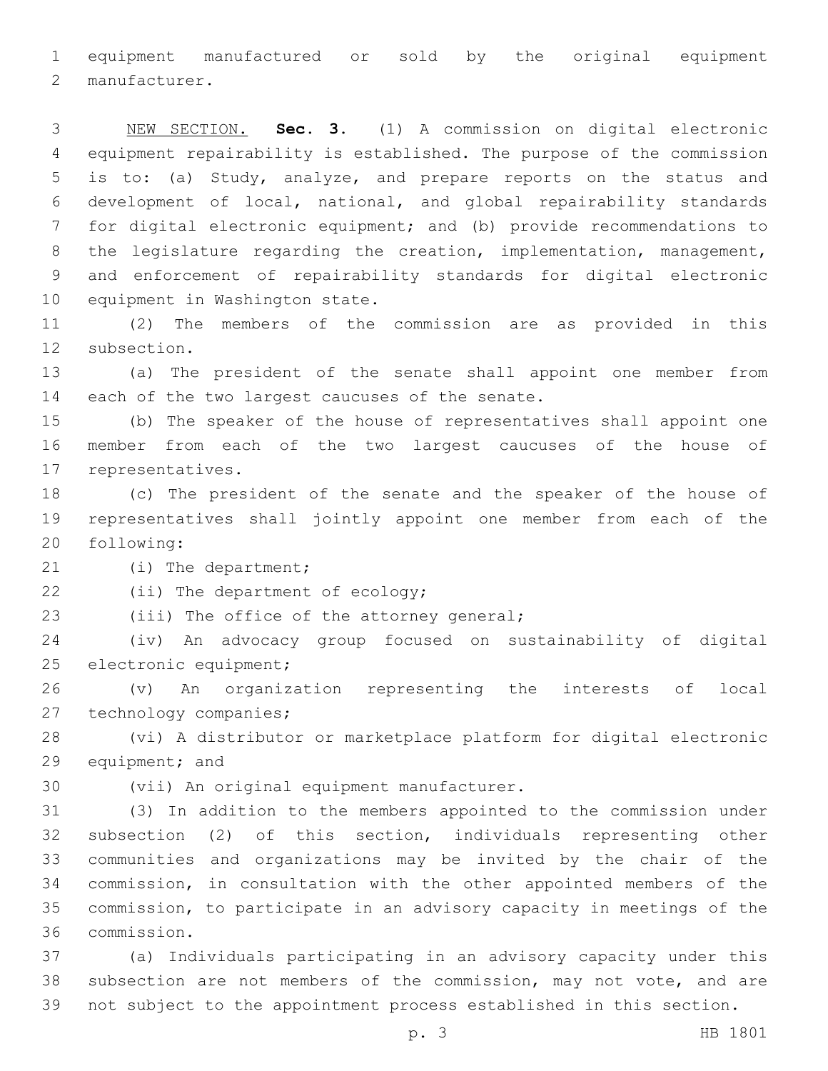equipment manufactured or sold by the original equipment manufacturer.

NEW SECTION. **Sec. 3.** (1) A commission on digital electronic equipment repairability is established. The purpose of the commission is to: (a) Study, analyze, and prepare reports on the status and development of local, national, and global repairability standards for digital electronic equipment; and (b) provide recommendations to the legislature regarding the creation, implementation, management, and enforcement of repairability standards for digital electronic equipment in Washington state.

(2) The members of the commission are as provided in this subsection.

(a) The president of the senate shall appoint one member from each of the two largest caucuses of the senate.

(b) The speaker of the house of representatives shall appoint one member from each of the two largest caucuses of the house of representatives.

(c) The president of the senate and the speaker of the house of representatives shall jointly appoint one member from each of the following:

(i) The department;

(ii) The department of ecology;

(iii) The office of the attorney general;

(iv) An advocacy group focused on sustainability of digital electronic equipment;

(v) An organization representing the interests of local technology companies;

(vi) A distributor or marketplace platform for digital electronic equipment; and

(vii) An original equipment manufacturer.

(3) In addition to the members appointed to the commission under subsection (2) of this section, individuals representing other communities and organizations may be invited by the chair of the commission, in consultation with the other appointed members of the commission, to participate in an advisory capacity in meetings of the commission.

(a) Individuals participating in an advisory capacity under this subsection are not members of the commission, may not vote, and are not subject to the appointment process established in this section.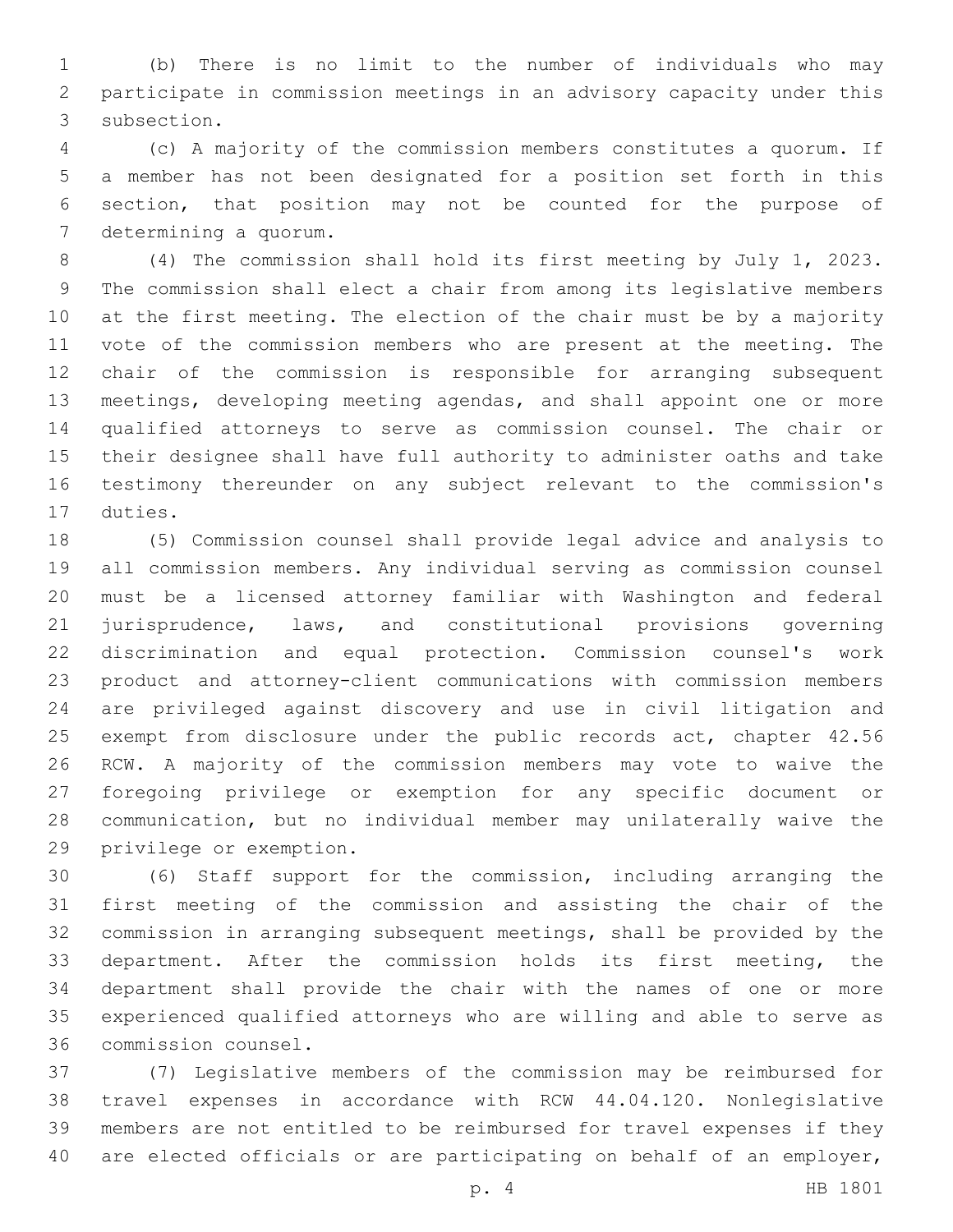(b) There is no limit to the number of individuals who may participate in commission meetings in an advisory capacity under this subsection.

(c) A majority of the commission members constitutes a quorum. If a member has not been designated for a position set forth in this section, that position may not be counted for the purpose of determining a quorum.

(4) The commission shall hold its first meeting by July 1, 2023. The commission shall elect a chair from among its legislative members at the first meeting. The election of the chair must be by a majority vote of the commission members who are present at the meeting. The chair of the commission is responsible for arranging subsequent meetings, developing meeting agendas, and shall appoint one or more qualified attorneys to serve as commission counsel. The chair or their designee shall have full authority to administer oaths and take testimony thereunder on any subject relevant to the commission's duties.

(5) Commission counsel shall provide legal advice and analysis to all commission members. Any individual serving as commission counsel must be a licensed attorney familiar with Washington and federal jurisprudence, laws, and constitutional provisions governing discrimination and equal protection. Commission counsel's work product and attorney-client communications with commission members are privileged against discovery and use in civil litigation and exempt from disclosure under the public records act, chapter 42.56 RCW. A majority of the commission members may vote to waive the foregoing privilege or exemption for any specific document or communication, but no individual member may unilaterally waive the privilege or exemption.

(6) Staff support for the commission, including arranging the first meeting of the commission and assisting the chair of the commission in arranging subsequent meetings, shall be provided by the department. After the commission holds its first meeting, the department shall provide the chair with the names of one or more experienced qualified attorneys who are willing and able to serve as commission counsel.

(7) Legislative members of the commission may be reimbursed for travel expenses in accordance with RCW 44.04.120. Nonlegislative members are not entitled to be reimbursed for travel expenses if they are elected officials or are participating on behalf of an employer,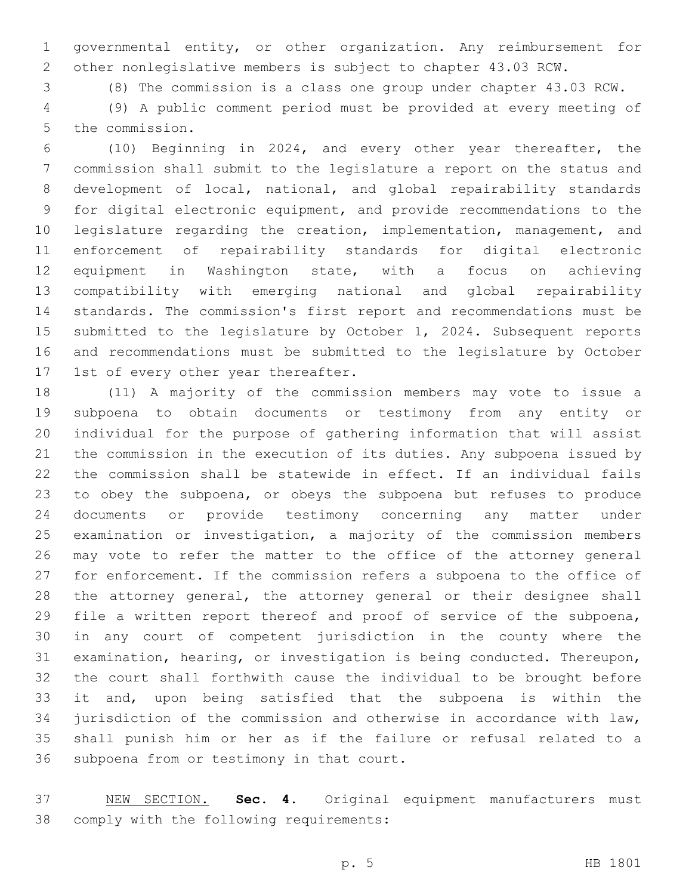governmental entity, or other organization. Any reimbursement for other nonlegislative members is subject to chapter 43.03 RCW.

(8) The commission is a class one group under chapter 43.03 RCW.

(9) A public comment period must be provided at every meeting of the commission.

(10) Beginning in 2024, and every other year thereafter, the commission shall submit to the legislature a report on the status and development of local, national, and global repairability standards for digital electronic equipment, and provide recommendations to the legislature regarding the creation, implementation, management, and enforcement of repairability standards for digital electronic equipment in Washington state, with a focus on achieving compatibility with emerging national and global repairability standards. The commission's first report and recommendations must be submitted to the legislature by October 1, 2024. Subsequent reports and recommendations must be submitted to the legislature by October 1st of every other year thereafter.

(11) A majority of the commission members may vote to issue a subpoena to obtain documents or testimony from any entity or individual for the purpose of gathering information that will assist the commission in the execution of its duties. Any subpoena issued by the commission shall be statewide in effect. If an individual fails to obey the subpoena, or obeys the subpoena but refuses to produce documents or provide testimony concerning any matter under examination or investigation, a majority of the commission members may vote to refer the matter to the office of the attorney general for enforcement. If the commission refers a subpoena to the office of the attorney general, the attorney general or their designee shall file a written report thereof and proof of service of the subpoena, in any court of competent jurisdiction in the county where the examination, hearing, or investigation is being conducted. Thereupon, the court shall forthwith cause the individual to be brought before it and, upon being satisfied that the subpoena is within the jurisdiction of the commission and otherwise in accordance with law, shall punish him or her as if the failure or refusal related to a subpoena from or testimony in that court.

NEW SECTION. **Sec. 4.** Original equipment manufacturers must comply with the following requirements: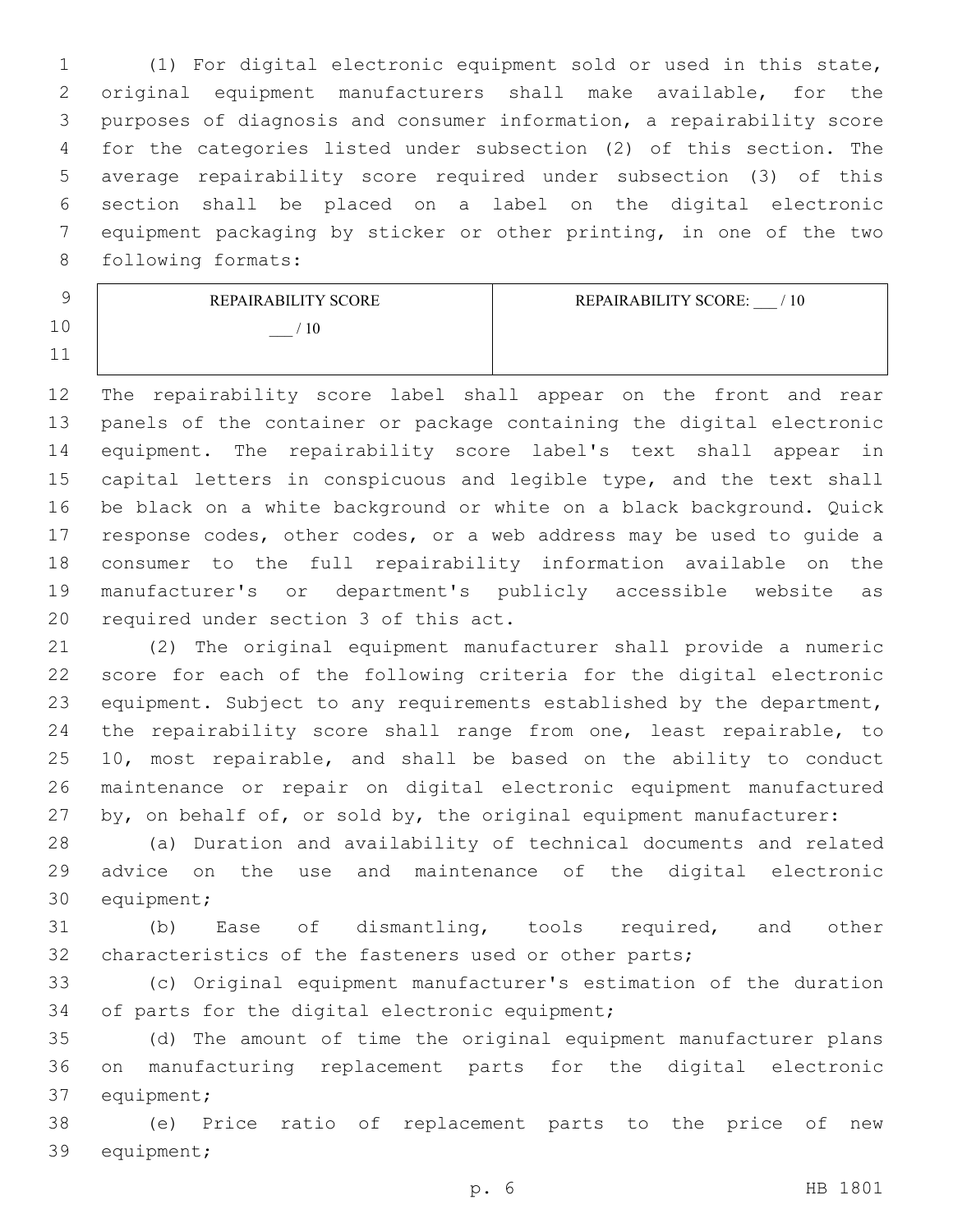(1) For digital electronic equipment sold or used in this state, original equipment manufacturers shall make available, for the purposes of diagnosis and consumer information, a repairability score for the categories listed under subsection (2) of this section. The average repairability score required under subsection (3) of this section shall be placed on a label on the digital electronic equipment packaging by sticker or other printing, in one of the two following formats:

| REPAIRABILITY SCORE<br>___ / 10 | REPAIRABILITY SCORE: ___ / 10 |
|---|---|

The repairability score label shall appear on the front and rear panels of the container or package containing the digital electronic equipment. The repairability score label's text shall appear in capital letters in conspicuous and legible type, and the text shall be black on a white background or white on a black background. Quick response codes, other codes, or a web address may be used to guide a consumer to the full repairability information available on the manufacturer's or department's publicly accessible website as required under section 3 of this act.

(2) The original equipment manufacturer shall provide a numeric score for each of the following criteria for the digital electronic equipment. Subject to any requirements established by the department, the repairability score shall range from one, least repairable, to 10, most repairable, and shall be based on the ability to conduct maintenance or repair on digital electronic equipment manufactured by, on behalf of, or sold by, the original equipment manufacturer:

(a) Duration and availability of technical documents and related advice on the use and maintenance of the digital electronic equipment;

(b) Ease of dismantling, tools required, and other characteristics of the fasteners used or other parts;

(c) Original equipment manufacturer's estimation of the duration of parts for the digital electronic equipment;

(d) The amount of time the original equipment manufacturer plans on manufacturing replacement parts for the digital electronic equipment;

(e) Price ratio of replacement parts to the price of new equipment;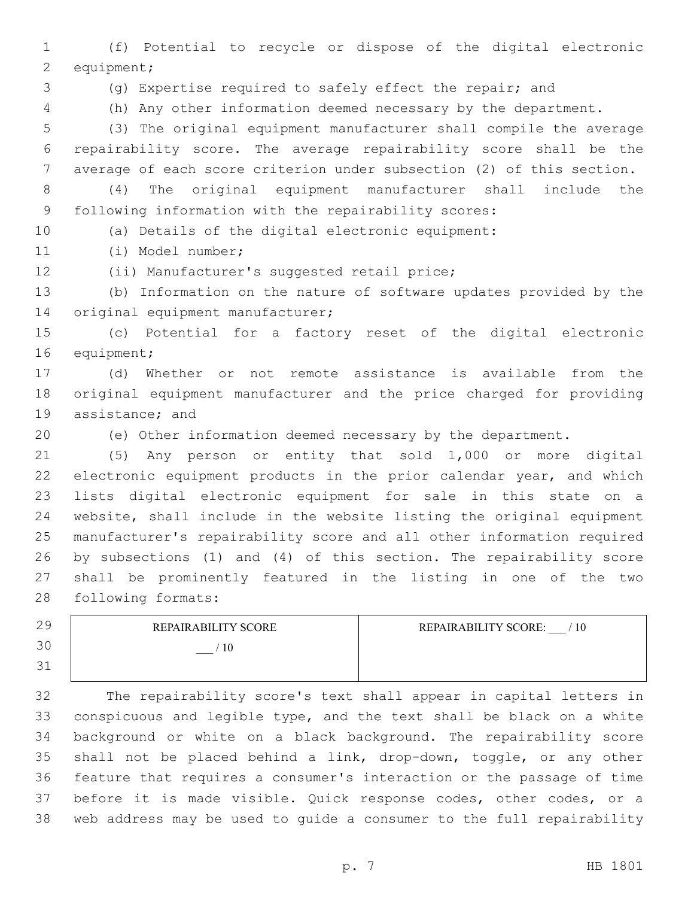(f) Potential to recycle or dispose of the digital electronic equipment;

(g) Expertise required to safely effect the repair; and

(h) Any other information deemed necessary by the department.

(3) The original equipment manufacturer shall compile the average repairability score. The average repairability score shall be the average of each score criterion under subsection (2) of this section.

(4) The original equipment manufacturer shall include the following information with the repairability scores:

(a) Details of the digital electronic equipment:

(i) Model number;

(ii) Manufacturer's suggested retail price;

(b) Information on the nature of software updates provided by the original equipment manufacturer;

(c) Potential for a factory reset of the digital electronic equipment;

(d) Whether or not remote assistance is available from the original equipment manufacturer and the price charged for providing assistance; and

(e) Other information deemed necessary by the department.

(5) Any person or entity that sold 1,000 or more digital electronic equipment products in the prior calendar year, and which lists digital electronic equipment for sale in this state on a website, shall include in the website listing the original equipment manufacturer's repairability score and all other information required by subsections (1) and (4) of this section. The repairability score shall be prominently featured in the listing in one of the two following formats:

| REPAIRABILITY SCORE<br>___ / 10 | REPAIRABILITY SCORE: ___ / 10 |
|---|---|

The repairability score's text shall appear in capital letters in conspicuous and legible type, and the text shall be black on a white background or white on a black background. The repairability score shall not be placed behind a link, drop-down, toggle, or any other feature that requires a consumer's interaction or the passage of time before it is made visible. Quick response codes, other codes, or a web address may be used to guide a consumer to the full repairability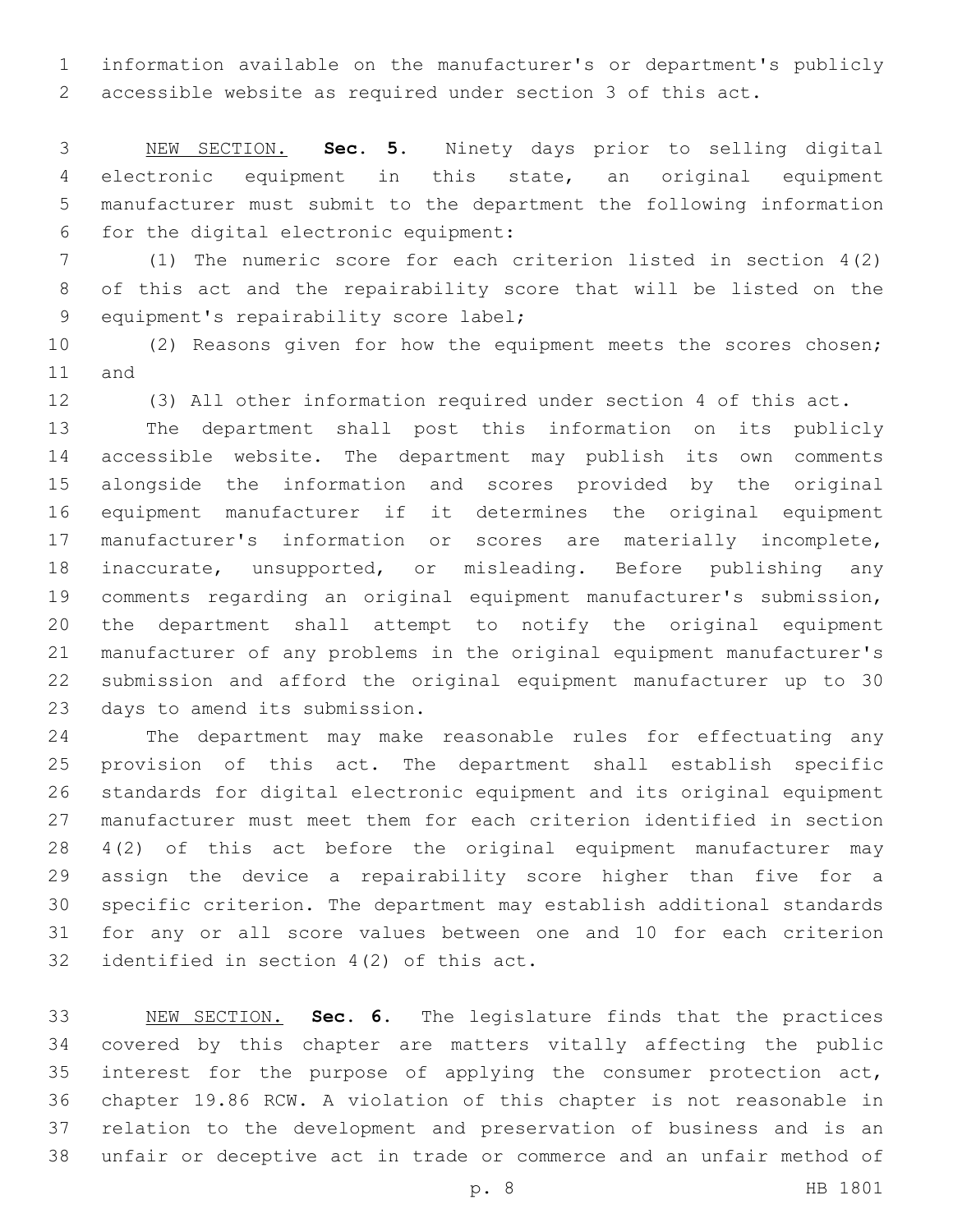information available on the manufacturer's or department's publicly accessible website as required under section 3 of this act.

NEW SECTION. **Sec. 5.** Ninety days prior to selling digital electronic equipment in this state, an original equipment manufacturer must submit to the department the following information for the digital electronic equipment:

(1) The numeric score for each criterion listed in section 4(2) of this act and the repairability score that will be listed on the equipment's repairability score label;

(2) Reasons given for how the equipment meets the scores chosen; and

(3) All other information required under section 4 of this act.

The department shall post this information on its publicly accessible website. The department may publish its own comments alongside the information and scores provided by the original equipment manufacturer if it determines the original equipment manufacturer's information or scores are materially incomplete, inaccurate, unsupported, or misleading. Before publishing any comments regarding an original equipment manufacturer's submission, the department shall attempt to notify the original equipment manufacturer of any problems in the original equipment manufacturer's submission and afford the original equipment manufacturer up to 30 days to amend its submission.

The department may make reasonable rules for effectuating any provision of this act. The department shall establish specific standards for digital electronic equipment and its original equipment manufacturer must meet them for each criterion identified in section 4(2) of this act before the original equipment manufacturer may assign the device a repairability score higher than five for a specific criterion. The department may establish additional standards for any or all score values between one and 10 for each criterion identified in section 4(2) of this act.

NEW SECTION. **Sec. 6.** The legislature finds that the practices covered by this chapter are matters vitally affecting the public interest for the purpose of applying the consumer protection act, chapter 19.86 RCW. A violation of this chapter is not reasonable in relation to the development and preservation of business and is an unfair or deceptive act in trade or commerce and an unfair method of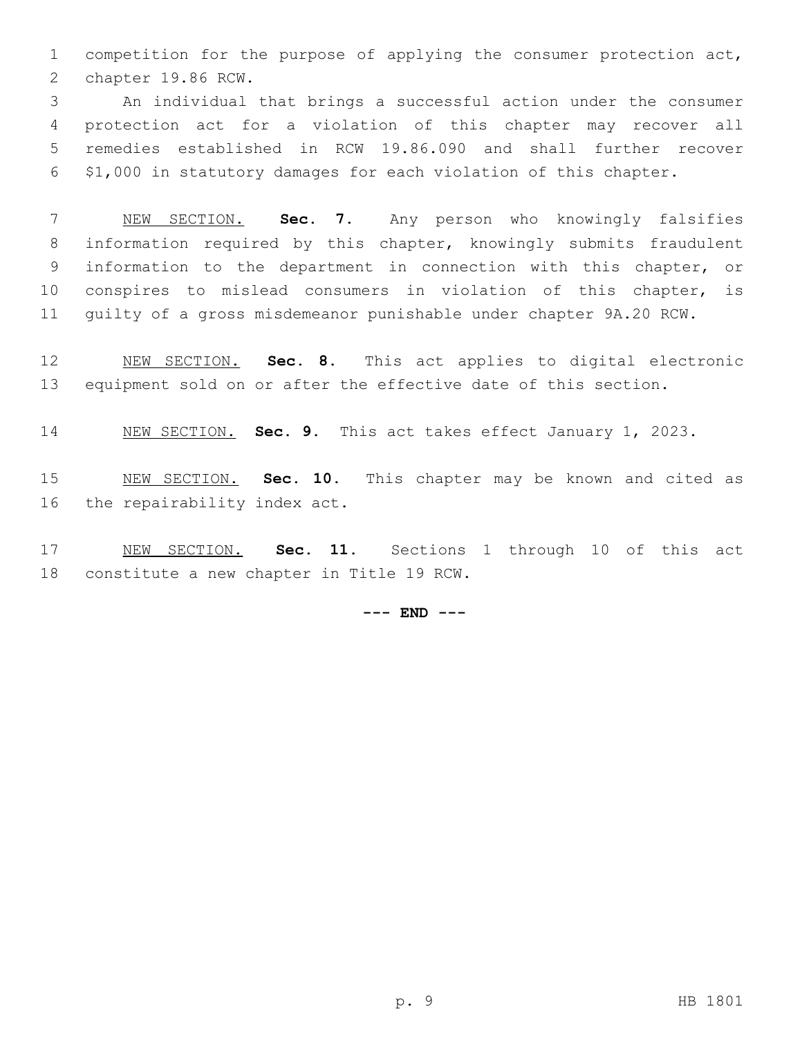competition for the purpose of applying the consumer protection act, chapter 19.86 RCW.

An individual that brings a successful action under the consumer protection act for a violation of this chapter may recover all remedies established in RCW 19.86.090 and shall further recover $1,000 in statutory damages for each violation of this chapter.

NEW SECTION. **Sec. 7.** Any person who knowingly falsifies information required by this chapter, knowingly submits fraudulent information to the department in connection with this chapter, or conspires to mislead consumers in violation of this chapter, is guilty of a gross misdemeanor punishable under chapter 9A.20 RCW.

NEW SECTION. **Sec. 8.** This act applies to digital electronic equipment sold on or after the effective date of this section.

NEW SECTION. **Sec. 9.** This act takes effect January 1, 2023.

NEW SECTION. **Sec. 10.** This chapter may be known and cited as the repairability index act.

NEW SECTION. **Sec. 11.** Sections 1 through 10 of this act constitute a new chapter in Title 19 RCW.

**--- END ---**